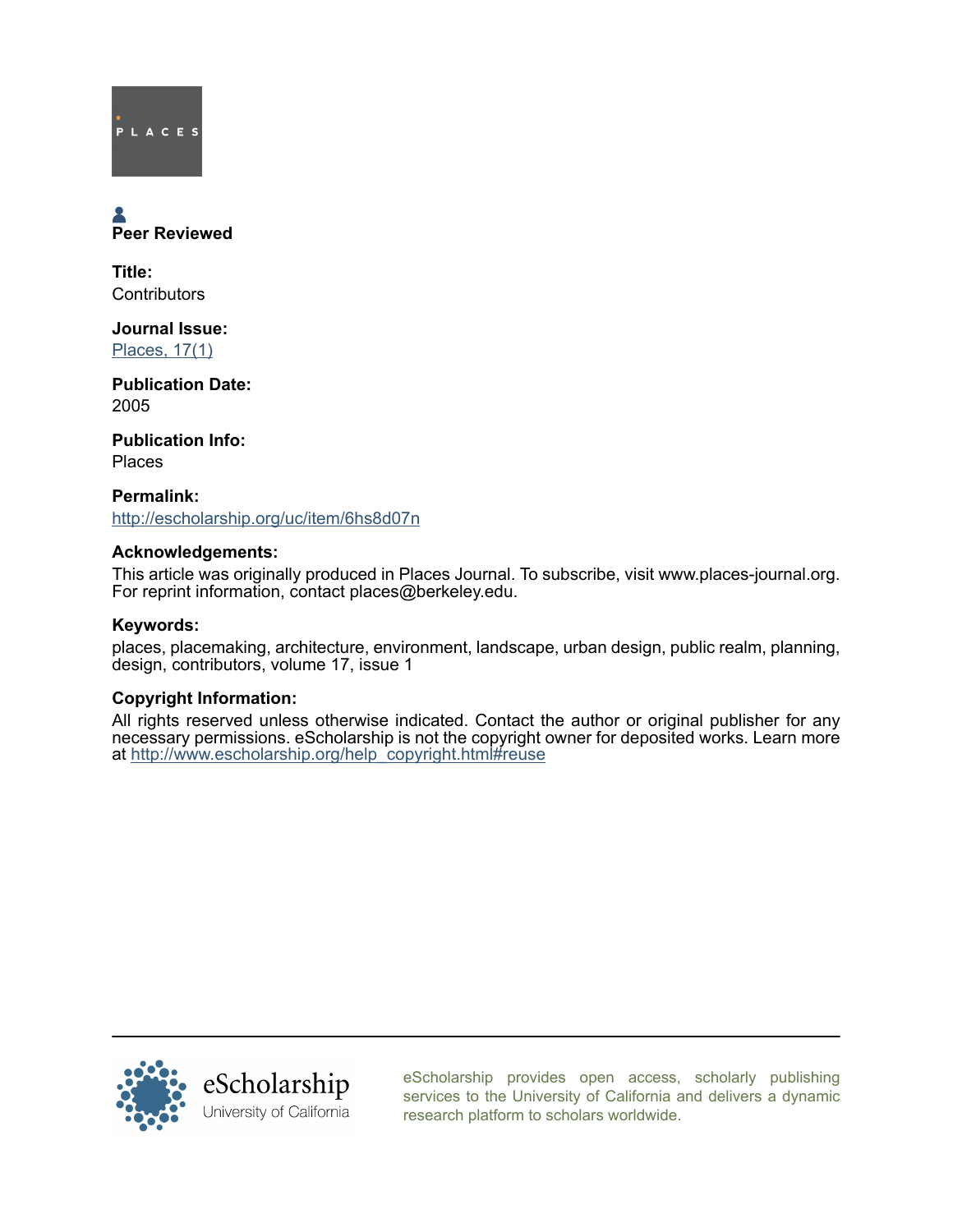PLACES

Peer Reviewed

**Title:**
Contributors

**Journal Issue:**
[Places, 17(1)]

**Publication Date:**
2005

**Publication Info:**
Places

**Permalink:**
http://escholarship.org/uc/item/6hs8d07n

**Acknowledgements:**
This article was originally produced in Places Journal. To subscribe, visit www.places-journal.org. For reprint information, contact places@berkeley.edu.

**Keywords:**
places, placemaking, architecture, environment, landscape, urban design, public realm, planning, design, contributors, volume 17, issue 1

**Copyright Information:**
All rights reserved unless otherwise indicated. Contact the author or original publisher for any necessary permissions. eScholarship is not the copyright owner for deposited works. Learn more at http://www.escholarship.org/help_copyright.html#reuse

eScholarship
University of California

eScholarship provides open access, scholarly publishing services to the University of California and delivers a dynamic research platform to scholars worldwide.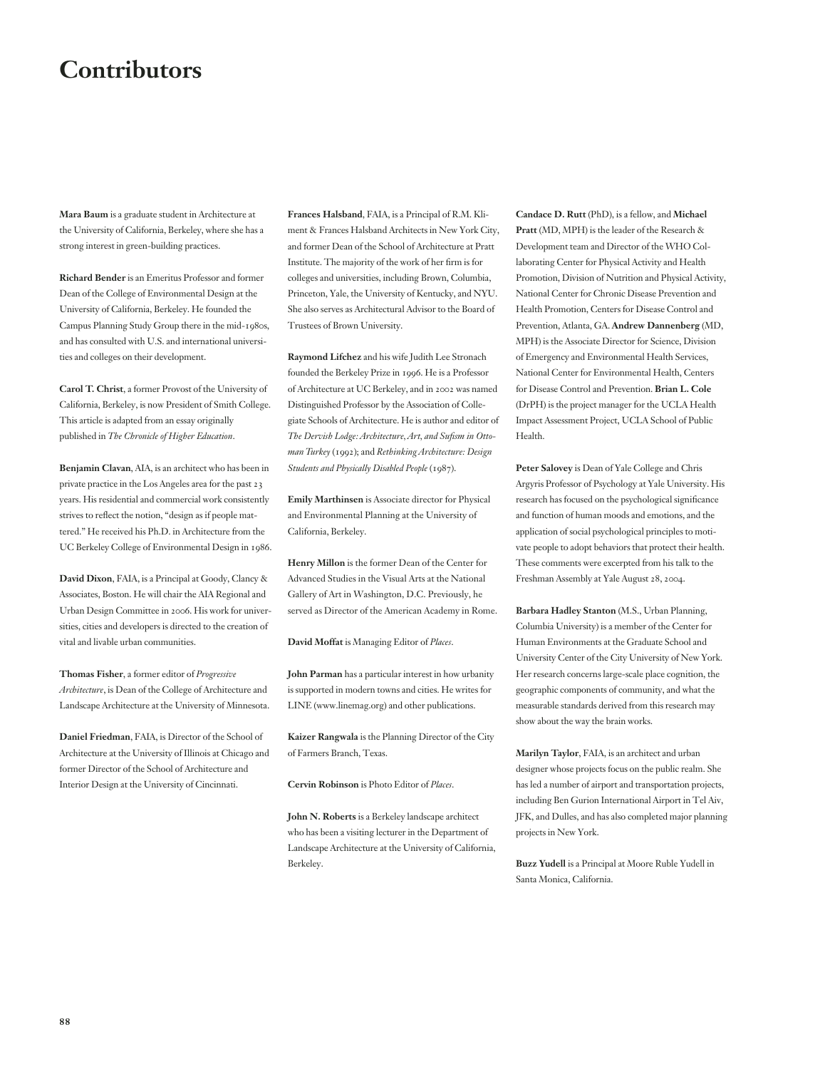# Contributors

**Mara Baum** is a graduate student in Architecture at the University of California, Berkeley, where she has a strong interest in green-building practices.

**Richard Bender** is an Emeritus Professor and former Dean of the College of Environmental Design at the University of California, Berkeley. He founded the Campus Planning Study Group there in the mid-1980s, and has consulted with U.S. and international universities and colleges on their development.

**Carol T. Christ**, a former Provost of the University of California, Berkeley, is now President of Smith College. This article is adapted from an essay originally published in *The Chronicle of Higher Education*.

**Benjamin Clavan**, AIA, is an architect who has been in private practice in the Los Angeles area for the past 23 years. His residential and commercial work consistently strives to reflect the notion, "design as if people mattered." He received his Ph.D. in Architecture from the UC Berkeley College of Environmental Design in 1986.

**David Dixon**, FAIA, is a Principal at Goody, Clancy & Associates, Boston. He will chair the AIA Regional and Urban Design Committee in 2006. His work for universities, cities and developers is directed to the creation of vital and livable urban communities.

**Thomas Fisher**, a former editor of *Progressive Architecture*, is Dean of the College of Architecture and Landscape Architecture at the University of Minnesota.

**Daniel Friedman**, FAIA, is Director of the School of Architecture at the University of Illinois at Chicago and former Director of the School of Architecture and Interior Design at the University of Cincinnati.

**Frances Halsband**, FAIA, is a Principal of R.M. Kliment & Frances Halsband Architects in New York City, and former Dean of the School of Architecture at Pratt Institute. The majority of the work of her firm is for colleges and universities, including Brown, Columbia, Princeton, Yale, the University of Kentucky, and NYU. She also serves as Architectural Advisor to the Board of Trustees of Brown University.

**Raymond Lifchez** and his wife Judith Lee Stronach founded the Berkeley Prize in 1996. He is a Professor of Architecture at UC Berkeley, and in 2002 was named Distinguished Professor by the Association of Collegiate Schools of Architecture. He is author and editor of *The Dervish Lodge: Architecture, Art, and Sufism in Ottoman Turkey* (1992); and *Rethinking Architecture: Design Students and Physically Disabled People* (1987).

**Emily Marthinsen** is Associate director for Physical and Environmental Planning at the University of California, Berkeley.

**Henry Millon** is the former Dean of the Center for Advanced Studies in the Visual Arts at the National Gallery of Art in Washington, D.C. Previously, he served as Director of the American Academy in Rome.

**David Moffat** is Managing Editor of *Places*.

**John Parman** has a particular interest in how urbanity is supported in modern towns and cities. He writes for LINE (www.linemag.org) and other publications.

**Kaizer Rangwala** is the Planning Director of the City of Farmers Branch, Texas.

**Cervin Robinson** is Photo Editor of *Places*.

**John N. Roberts** is a Berkeley landscape architect who has been a visiting lecturer in the Department of Landscape Architecture at the University of California, Berkeley.

**Candace D. Rutt** (PhD), is a fellow, and **Michael Pratt** (MD, MPH) is the leader of the Research & Development team and Director of the WHO Collaborating Center for Physical Activity and Health Promotion, Division of Nutrition and Physical Activity, National Center for Chronic Disease Prevention and Health Promotion, Centers for Disease Control and Prevention, Atlanta, GA. **Andrew Dannenberg** (MD, MPH) is the Associate Director for Science, Division of Emergency and Environmental Health Services, National Center for Environmental Health, Centers for Disease Control and Prevention. **Brian L. Cole** (DrPH) is the project manager for the UCLA Health Impact Assessment Project, UCLA School of Public Health.

**Peter Salovey** is Dean of Yale College and Chris Argyris Professor of Psychology at Yale University. His research has focused on the psychological significance and function of human moods and emotions, and the application of social psychological principles to motivate people to adopt behaviors that protect their health. These comments were excerpted from his talk to the Freshman Assembly at Yale August 28, 2004.

**Barbara Hadley Stanton** (M.S., Urban Planning, Columbia University) is a member of the Center for Human Environments at the Graduate School and University Center of the City University of New York. Her research concerns large-scale place cognition, the geographic components of community, and what the measurable standards derived from this research may show about the way the brain works.

**Marilyn Taylor**, FAIA, is an architect and urban designer whose projects focus on the public realm. She has led a number of airport and transportation projects, including Ben Gurion International Airport in Tel Aiv, JFK, and Dulles, and has also completed major planning projects in New York.

**Buzz Yudell** is a Principal at Moore Ruble Yudell in Santa Monica, California.